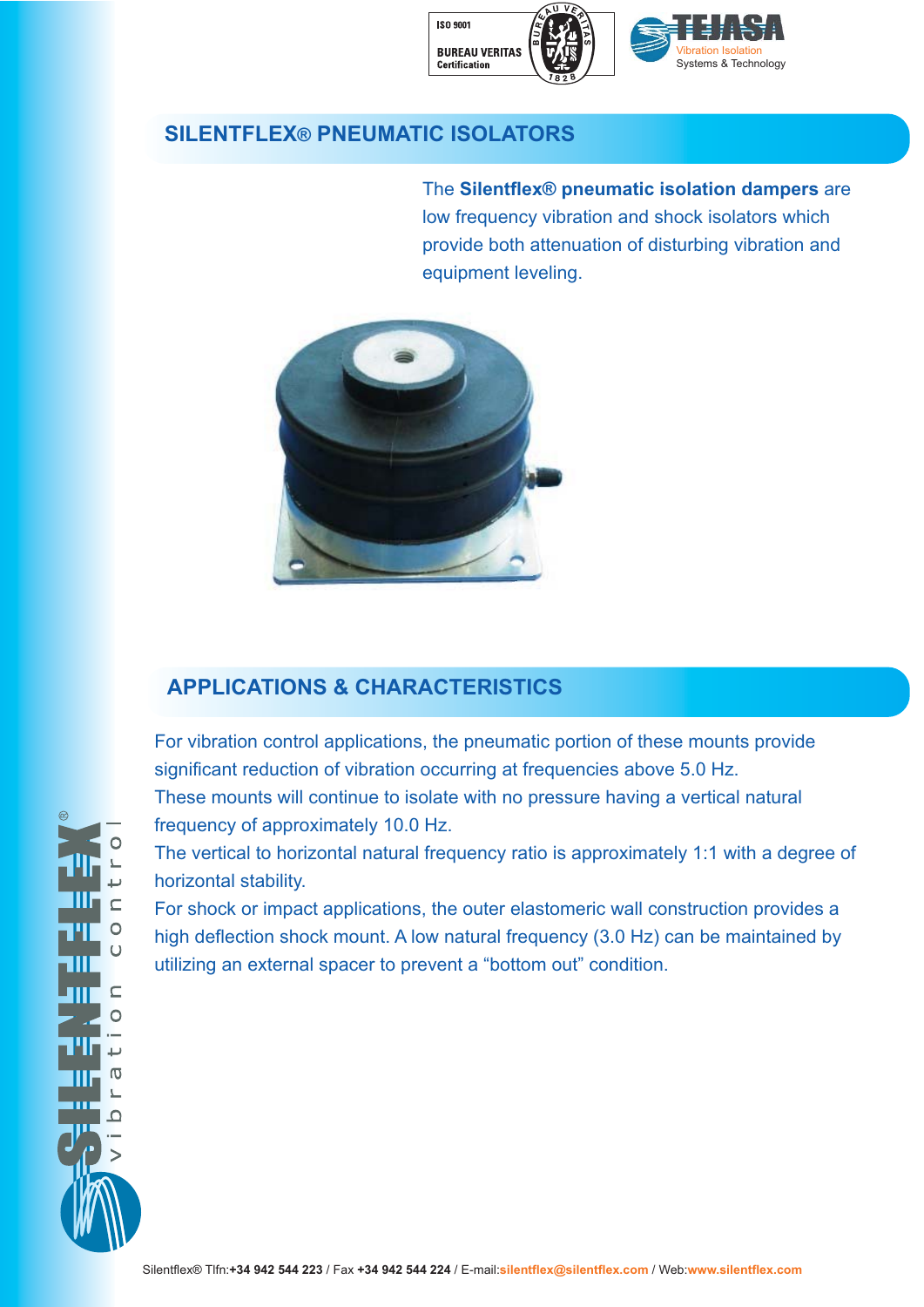## SILENTFLEX® PNEUMATIC ISOLATORS

The **Silentflex® pneumatic isolation dampers** are low frequency vibration and shock isolators which provide both attenuation of disturbing vibration and equipment leveling.

## APPLICATIONS & CHARACTERISTICS

For vibration control applications, the pneumatic portion of these mounts provide significant reduction of vibration occurring at frequencies above 5.0 Hz.

These mounts will continue to isolate with no pressure having a vertical natural frequency of approximately 10.0 Hz.

The vertical to horizontal natural frequency ratio is approximately 1:1 with a degree of horizontal stability.

For shock or impact applications, the outer elastomeric wall construction provides a high deflection shock mount. A low natural frequency (3.0 Hz) can be maintained by utilizing an external spacer to prevent a “bottom out” condition.

Silentflex® Tlfn:**+34 942 544 223** / Fax **+34 942 544 224** / E-mail:**silentflex@silentflex.com** / Web:**www.silentflex.com**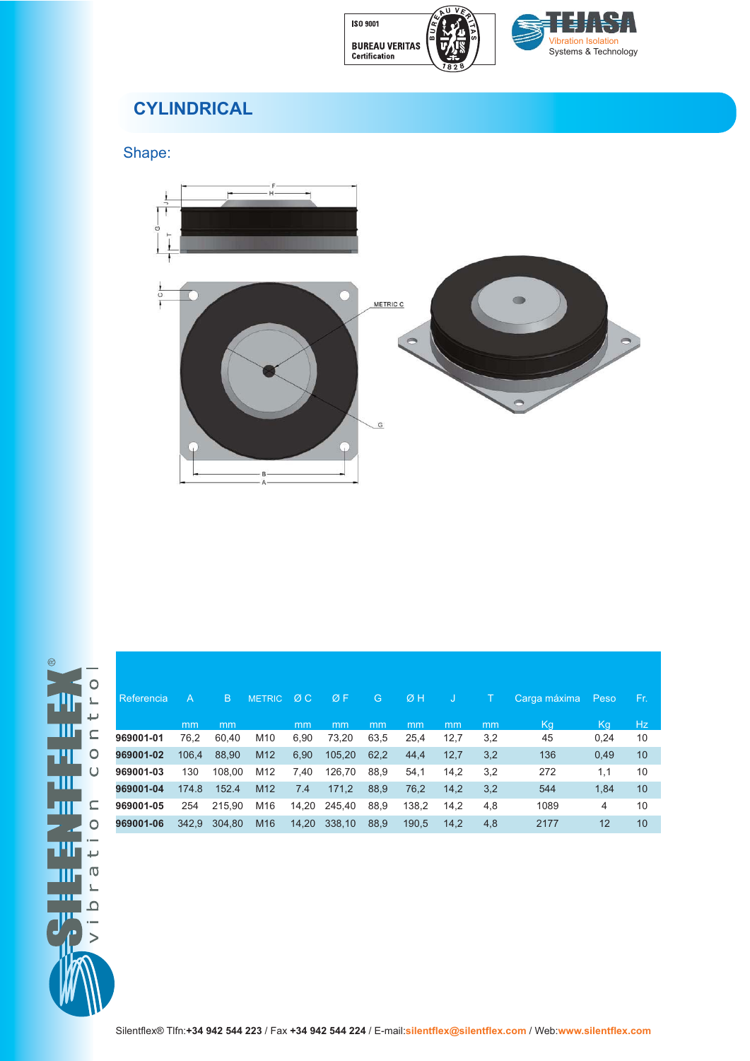## CYLINDRICAL

Shape:

| Referencia | A | B | METRIC | Ø C | Ø F | G | Ø H | J | T | Carga máxima | Peso | Fr. |
|---|---|---|---|---|---|---|---|---|---|---|---|---|
| | mm | mm | | mm | mm | mm | mm | mm | mm | Kg | Kg | Hz |
| **969001-01** | 76,2 | 60,40 | M10 | 6,90 | 73,20 | 63,5 | 25,4 | 12,7 | 3,2 | 45 | 0,24 | 10 |
| **969001-02** | 106,4 | 88,90 | M12 | 6,90 | 105,20 | 62,2 | 44,4 | 12,7 | 3,2 | 136 | 0,49 | 10 |
| **969001-03** | 130 | 108,00 | M12 | 7,40 | 126,70 | 88,9 | 54,1 | 14,2 | 3,2 | 272 | 1,1 | 10 |
| **969001-04** | 174.8 | 152.4 | M12 | 7.4 | 171,2 | 88,9 | 76,2 | 14,2 | 3,2 | 544 | 1,84 | 10 |
| **969001-05** | 254 | 215,90 | M16 | 14,20 | 245,40 | 88,9 | 138,2 | 14,2 | 4,8 | 1089 | 4 | 10 |
| **969001-06** | 342,9 | 304,80 | M16 | 14,20 | 338,10 | 88,9 | 190,5 | 14,2 | 4,8 | 2177 | 12 | 10 |

Silentflex® Tlfn:**+34 942 544 223** / Fax **+34 942 544 224** / E-mail:**silentflex@silentflex.com** / Web:**www.silentflex.com**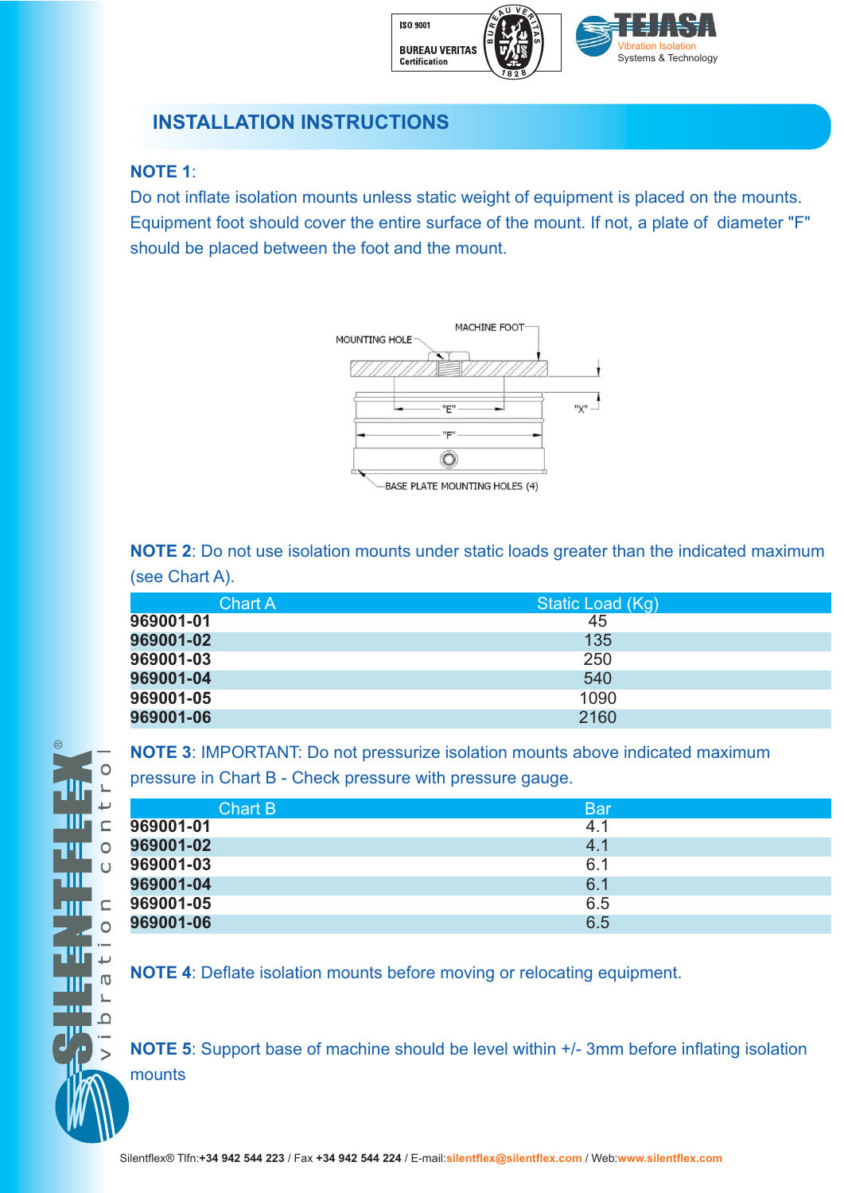## INSTALLATION INSTRUCTIONS

**NOTE 1**:

Do not inflate isolation mounts unless static weight of equipment is placed on the mounts. Equipment foot should cover the entire surface of the mount. If not, a plate of diameter "F" should be placed between the foot and the mount.

MOUNTING HOLE

MACHINE FOOT

"E"

"X"

"F"

BASE PLATE MOUNTING HOLES (4)

**NOTE 2**: Do not use isolation mounts under static loads greater than the indicated maximum (see Chart A).

| Chart A | Static Load (Kg) |
|---|---|
| **969001-01** | 45 |
| **969001-02** | 135 |
| **969001-03** | 250 |
| **969001-04** | 540 |
| **969001-05** | 1090 |
| **969001-06** | 2160 |

**NOTE 3**: IMPORTANT: Do not pressurize isolation mounts above indicated maximum pressure in Chart B - Check pressure with pressure gauge.

| Chart B | Bar |
|---|---|
| **969001-01** | 4.1 |
| **969001-02** | 4.1 |
| **969001-03** | 6.1 |
| **969001-04** | 6.1 |
| **969001-05** | 6.5 |
| **969001-06** | 6.5 |

**NOTE 4**: Deflate isolation mounts before moving or relocating equipment.

**NOTE 5**: Support base of machine should be level within +/- 3mm before inflating isolation mounts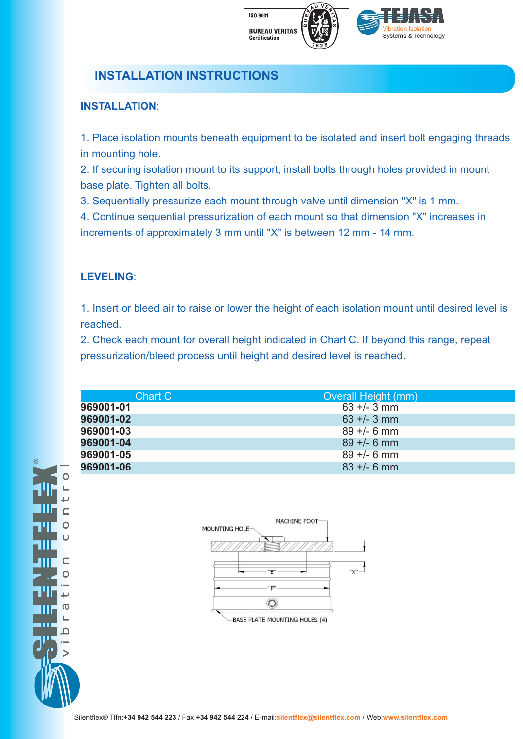## INSTALLATION INSTRUCTIONS

### INSTALLATION:

1. Place isolation mounts beneath equipment to be isolated and insert bolt engaging threads in mounting hole.
2. If securing isolation mount to its support, install bolts through holes provided in mount base plate. Tighten all bolts.
3. Sequentially pressurize each mount through valve until dimension "X" is 1 mm.
4. Continue sequential pressurization of each mount so that dimension "X" increases in increments of approximately 3 mm until "X" is between 12 mm - 14 mm.

### LEVELING:

1. Insert or bleed air to raise or lower the height of each isolation mount until desired level is reached.
2. Check each mount for overall height indicated in Chart C. If beyond this range, repeat pressurization/bleed process until height and desired level is reached.

| Chart C | Overall Height (mm) |
|---|---|
| **969001-01** | 63 +/- 3 mm |
| **969001-02** | 63 +/- 3 mm |
| **969001-03** | 89 +/- 6 mm |
| **969001-04** | 89 +/- 6 mm |
| **969001-05** | 89 +/- 6 mm |
| **969001-06** | 83 +/- 6 mm |

MACHINE FOOT
MOUNTING HOLE
"E"
"X"
"F"
BASE PLATE MOUNTING HOLES (4)

Silentflex® Tlfn:**+34 942 544 223** / Fax **+34 942 544 224** / E-mail:**silentflex@silentflex.com** / Web:**www.silentflex.com**